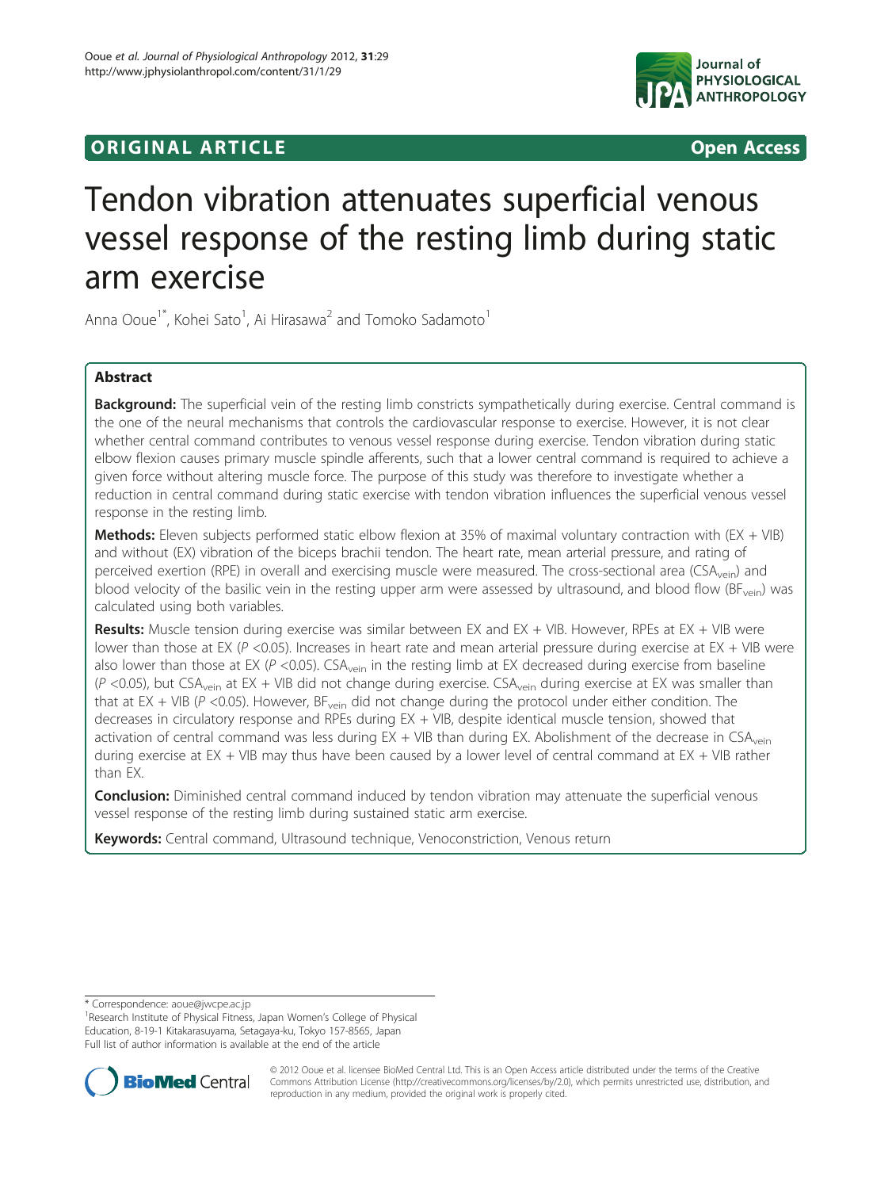ORIGINAL ARTICLE Open Access

# Tendon vibration attenuates superficial venous vessel response of the resting limb during static arm exercise

Anna Ooue[1*], Kohei Sato[1], Ai Hirasawa[2] and Tomoko Sadamoto[1]

## Abstract

**Background:** The superficial vein of the resting limb constricts sympathetically during exercise. Central command is the one of the neural mechanisms that controls the cardiovascular response to exercise. However, it is not clear whether central command contributes to venous vessel response during exercise. Tendon vibration during static elbow flexion causes primary muscle spindle afferents, such that a lower central command is required to achieve a given force without altering muscle force. The purpose of this study was therefore to investigate whether a reduction in central command during static exercise with tendon vibration influences the superficial venous vessel response in the resting limb.

**Methods:** Eleven subjects performed static elbow flexion at 35% of maximal voluntary contraction with (EX + VIB) and without (EX) vibration of the biceps brachii tendon. The heart rate, mean arterial pressure, and rating of perceived exertion (RPE) in overall and exercising muscle were measured. The cross-sectional area ($CSA_{vein}$) and blood velocity of the basilic vein in the resting upper arm were assessed by ultrasound, and blood flow ($BF_{vein}$) was calculated using both variables.

**Results:** Muscle tension during exercise was similar between EX and EX + VIB. However, RPEs at EX + VIB were lower than those at EX ($P < 0.05$). Increases in heart rate and mean arterial pressure during exercise at EX + VIB were also lower than those at EX ($P < 0.05$). $CSA_{vein}$ in the resting limb at EX decreased during exercise from baseline ($P < 0.05$), but $CSA_{vein}$ at EX + VIB did not change during exercise. $CSA_{vein}$ during exercise at EX was smaller than that at EX + VIB ($P < 0.05$). However, $BF_{vein}$ did not change during the protocol under either condition. The decreases in circulatory response and RPEs during EX + VIB, despite identical muscle tension, showed that activation of central command was less during EX + VIB than during EX. Abolishment of the decrease in $CSA_{vein}$ during exercise at EX + VIB may thus have been caused by a lower level of central command at EX + VIB rather than EX.

**Conclusion:** Diminished central command induced by tendon vibration may attenuate the superficial venous vessel response of the resting limb during sustained static arm exercise.

**Keywords:** Central command, Ultrasound technique, Venoconstriction, Venous return

---

* Correspondence: aoue@jwcpe.ac.jp
[1]Research Institute of Physical Fitness, Japan Women's College of Physical Education, 8-19-1 Kitakarasuyama, Setagaya-ku, Tokyo 157-8565, Japan
Full list of author information is available at the end of the article

© 2012 Ooue et al. licensee BioMed Central Ltd. This is an Open Access article distributed under the terms of the Creative Commons Attribution License (http://creativecommons.org/licenses/by/2.0), which permits unrestricted use, distribution, and reproduction in any medium, provided the original work is properly cited.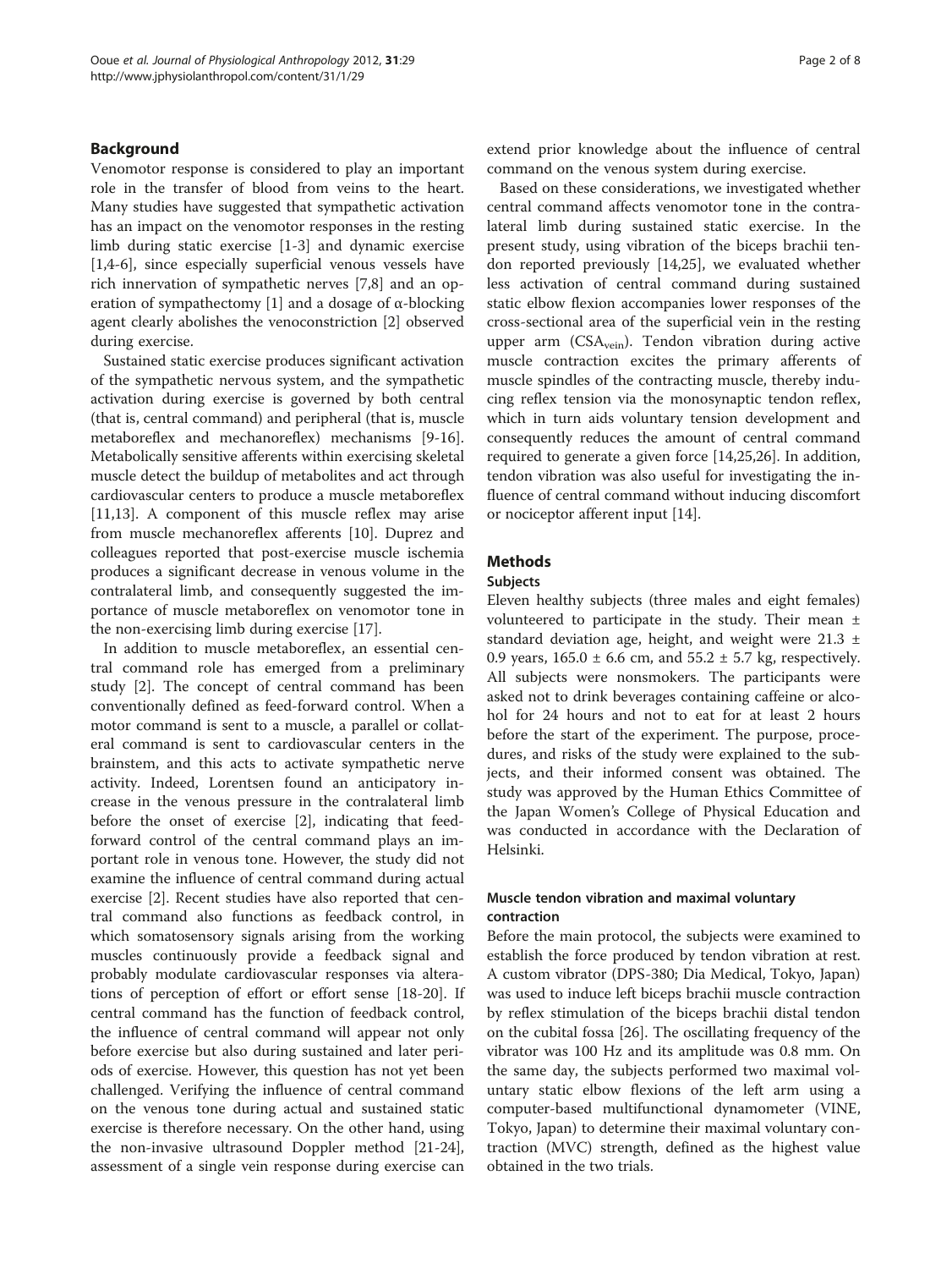## Background

Venomotor response is considered to play an important role in the transfer of blood from veins to the heart. Many studies have suggested that sympathetic activation has an impact on the venomotor responses in the resting limb during static exercise [1-3] and dynamic exercise [1,4-6], since especially superficial venous vessels have rich innervation of sympathetic nerves [7,8] and an operation of sympathectomy [1] and a dosage of α-blocking agent clearly abolishes the venoconstriction [2] observed during exercise.

Sustained static exercise produces significant activation of the sympathetic nervous system, and the sympathetic activation during exercise is governed by both central (that is, central command) and peripheral (that is, muscle metaboreflex and mechanoreflex) mechanisms [9-16]. Metabolically sensitive afferents within exercising skeletal muscle detect the buildup of metabolites and act through cardiovascular centers to produce a muscle metaboreflex [11,13]. A component of this muscle reflex may arise from muscle mechanoreflex afferents [10]. Duprez and colleagues reported that post-exercise muscle ischemia produces a significant decrease in venous volume in the contralateral limb, and consequently suggested the importance of muscle metaboreflex on venomotor tone in the non-exercising limb during exercise [17].

In addition to muscle metaboreflex, an essential central command role has emerged from a preliminary study [2]. The concept of central command has been conventionally defined as feed-forward control. When a motor command is sent to a muscle, a parallel or collateral command is sent to cardiovascular centers in the brainstem, and this acts to activate sympathetic nerve activity. Indeed, Lorentsen found an anticipatory increase in the venous pressure in the contralateral limb before the onset of exercise [2], indicating that feed-forward control of the central command plays an important role in venous tone. However, the study did not examine the influence of central command during actual exercise [2]. Recent studies have also reported that central command also functions as feedback control, in which somatosensory signals arising from the working muscles continuously provide a feedback signal and probably modulate cardiovascular responses via alterations of perception of effort or effort sense [18-20]. If central command has the function of feedback control, the influence of central command will appear not only before exercise but also during sustained and later periods of exercise. However, this question has not yet been challenged. Verifying the influence of central command on the venous tone during actual and sustained static exercise is therefore necessary. On the other hand, using the non-invasive ultrasound Doppler method [21-24], assessment of a single vein response during exercise can extend prior knowledge about the influence of central command on the venous system during exercise.

Based on these considerations, we investigated whether central command affects venomotor tone in the contralateral limb during sustained static exercise. In the present study, using vibration of the biceps brachii tendon reported previously [14,25], we evaluated whether less activation of central command during sustained static elbow flexion accompanies lower responses of the cross-sectional area of the superficial vein in the resting upper arm ($CSA_{vein}$). Tendon vibration during active muscle contraction excites the primary afferents of muscle spindles of the contracting muscle, thereby inducing reflex tension via the monosynaptic tendon reflex, which in turn aids voluntary tension development and consequently reduces the amount of central command required to generate a given force [14,25,26]. In addition, tendon vibration was also useful for investigating the influence of central command without inducing discomfort or nociceptor afferent input [14].

## Methods

### Subjects

Eleven healthy subjects (three males and eight females) volunteered to participate in the study. Their mean ± standard deviation age, height, and weight were 21.3 ± 0.9 years, 165.0 ± 6.6 cm, and 55.2 ± 5.7 kg, respectively. All subjects were nonsmokers. The participants were asked not to drink beverages containing caffeine or alcohol for 24 hours and not to eat for at least 2 hours before the start of the experiment. The purpose, procedures, and risks of the study were explained to the subjects, and their informed consent was obtained. The study was approved by the Human Ethics Committee of the Japan Women's College of Physical Education and was conducted in accordance with the Declaration of Helsinki.

### Muscle tendon vibration and maximal voluntary contraction

Before the main protocol, the subjects were examined to establish the force produced by tendon vibration at rest. A custom vibrator (DPS-380; Dia Medical, Tokyo, Japan) was used to induce left biceps brachii muscle contraction by reflex stimulation of the biceps brachii distal tendon on the cubital fossa [26]. The oscillating frequency of the vibrator was 100 Hz and its amplitude was 0.8 mm. On the same day, the subjects performed two maximal voluntary static elbow flexions of the left arm using a computer-based multifunctional dynamometer (VINE, Tokyo, Japan) to determine their maximal voluntary contraction (MVC) strength, defined as the highest value obtained in the two trials.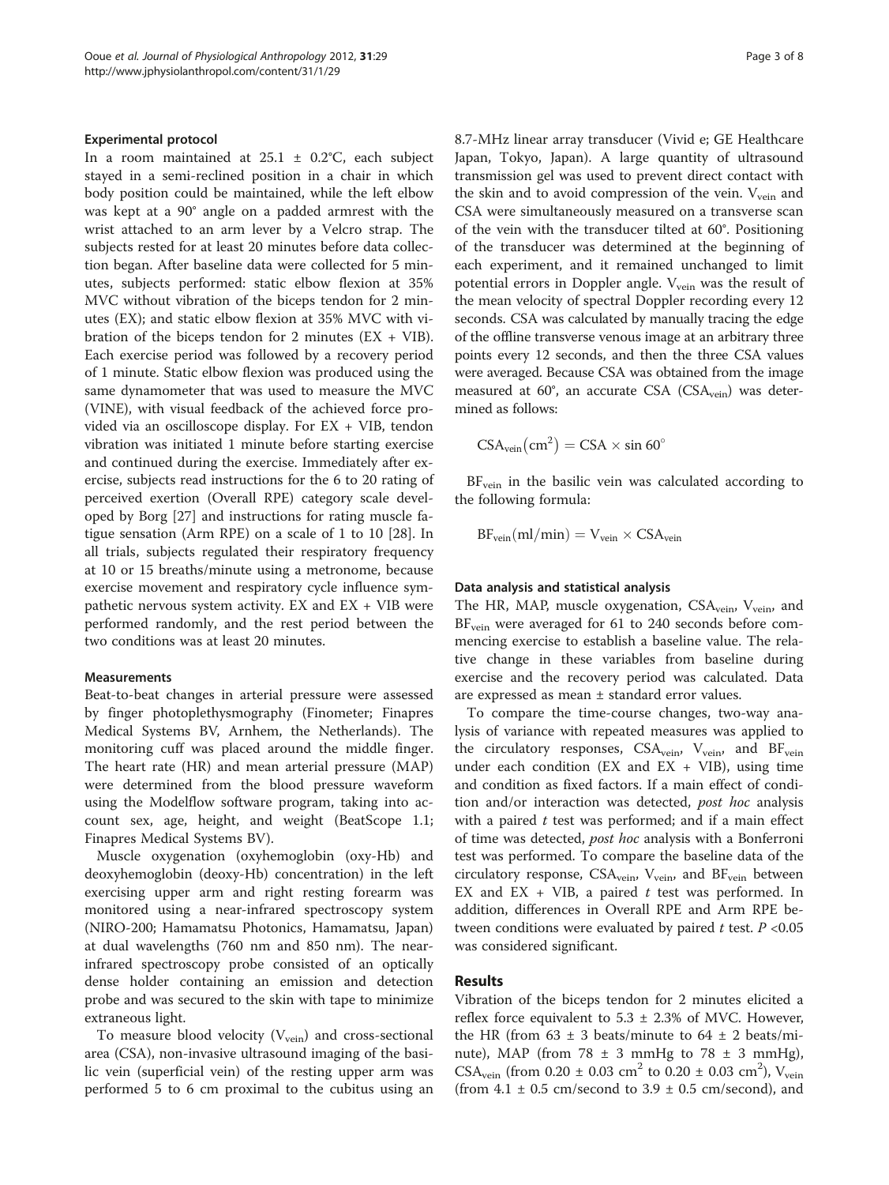#### Experimental protocol

In a room maintained at 25.1 ± 0.2°C, each subject stayed in a semi-reclined position in a chair in which body position could be maintained, while the left elbow was kept at a 90° angle on a padded armrest with the wrist attached to an arm lever by a Velcro strap. The subjects rested for at least 20 minutes before data collection began. After baseline data were collected for 5 minutes, subjects performed: static elbow flexion at 35% MVC without vibration of the biceps tendon for 2 minutes (EX); and static elbow flexion at 35% MVC with vibration of the biceps tendon for 2 minutes (EX + VIB). Each exercise period was followed by a recovery period of 1 minute. Static elbow flexion was produced using the same dynamometer that was used to measure the MVC (VINE), with visual feedback of the achieved force provided via an oscilloscope display. For EX + VIB, tendon vibration was initiated 1 minute before starting exercise and continued during the exercise. Immediately after exercise, subjects read instructions for the 6 to 20 rating of perceived exertion (Overall RPE) category scale developed by Borg [27] and instructions for rating muscle fatigue sensation (Arm RPE) on a scale of 1 to 10 [28]. In all trials, subjects regulated their respiratory frequency at 10 or 15 breaths/minute using a metronome, because exercise movement and respiratory cycle influence sympathetic nervous system activity. EX and EX + VIB were performed randomly, and the rest period between the two conditions was at least 20 minutes.

#### Measurements

Beat-to-beat changes in arterial pressure were assessed by finger photoplethysmography (Finometer; Finapres Medical Systems BV, Arnhem, the Netherlands). The monitoring cuff was placed around the middle finger. The heart rate (HR) and mean arterial pressure (MAP) were determined from the blood pressure waveform using the Modelflow software program, taking into account sex, age, height, and weight (BeatScope 1.1; Finapres Medical Systems BV).

Muscle oxygenation (oxyhemoglobin (oxy-Hb) and deoxyhemoglobin (deoxy-Hb) concentration) in the left exercising upper arm and right resting forearm was monitored using a near-infrared spectroscopy system (NIRO-200; Hamamatsu Photonics, Hamamatsu, Japan) at dual wavelengths (760 nm and 850 nm). The near-infrared spectroscopy probe consisted of an optically dense holder containing an emission and detection probe and was secured to the skin with tape to minimize extraneous light.

To measure blood velocity ($V_{vein}$) and cross-sectional area (CSA), non-invasive ultrasound imaging of the basilic vein (superficial vein) of the resting upper arm was performed 5 to 6 cm proximal to the cubitus using an 8.7-MHz linear array transducer (Vivid e; GE Healthcare Japan, Tokyo, Japan). A large quantity of ultrasound transmission gel was used to prevent direct contact with the skin and to avoid compression of the vein. $V_{vein}$ and CSA were simultaneously measured on a transverse scan of the vein with the transducer tilted at 60°. Positioning of the transducer was determined at the beginning of each experiment, and it remained unchanged to limit potential errors in Doppler angle. $V_{vein}$ was the result of the mean velocity of spectral Doppler recording every 12 seconds. CSA was calculated by manually tracing the edge of the offline transverse venous image at an arbitrary three points every 12 seconds, and then the three CSA values were averaged. Because CSA was obtained from the image measured at 60°, an accurate CSA ($CSA_{vein}$) was determined as follows:

$$CSA_{vein}(cm^2) = CSA \times \sin 60^\circ$$

$BF_{vein}$ in the basilic vein was calculated according to the following formula:

$$BF_{vein}(ml/min) = V_{vein} \times CSA_{vein}$$

#### Data analysis and statistical analysis

The HR, MAP, muscle oxygenation, $CSA_{vein}$, $V_{vein}$, and $BF_{vein}$ were averaged for 61 to 240 seconds before commencing exercise to establish a baseline value. The relative change in these variables from baseline during exercise and the recovery period was calculated. Data are expressed as mean ± standard error values.

To compare the time-course changes, two-way analysis of variance with repeated measures was applied to the circulatory responses, $CSA_{vein}$, $V_{vein}$, and $BF_{vein}$ under each condition (EX and EX + VIB), using time and condition as fixed factors. If a main effect of condition and/or interaction was detected, *post hoc* analysis with a paired *t* test was performed; and if a main effect of time was detected, *post hoc* analysis with a Bonferroni test was performed. To compare the baseline data of the circulatory response, $CSA_{vein}$, $V_{vein}$, and $BF_{vein}$ between EX and EX + VIB, a paired *t* test was performed. In addition, differences in Overall RPE and Arm RPE between conditions were evaluated by paired *t* test. $P < 0.05$ was considered significant.

## Results

Vibration of the biceps tendon for 2 minutes elicited a reflex force equivalent to 5.3 ± 2.3% of MVC. However, the HR (from 63 ± 3 beats/minute to 64 ± 2 beats/minute), MAP (from 78 ± 3 mmHg to 78 ± 3 mmHg), $CSA_{vein}$ (from 0.20 ± 0.03 $cm^2$ to 0.20 ± 0.03 $cm^2$), $V_{vein}$ (from 4.1 ± 0.5 cm/second to 3.9 ± 0.5 cm/second), and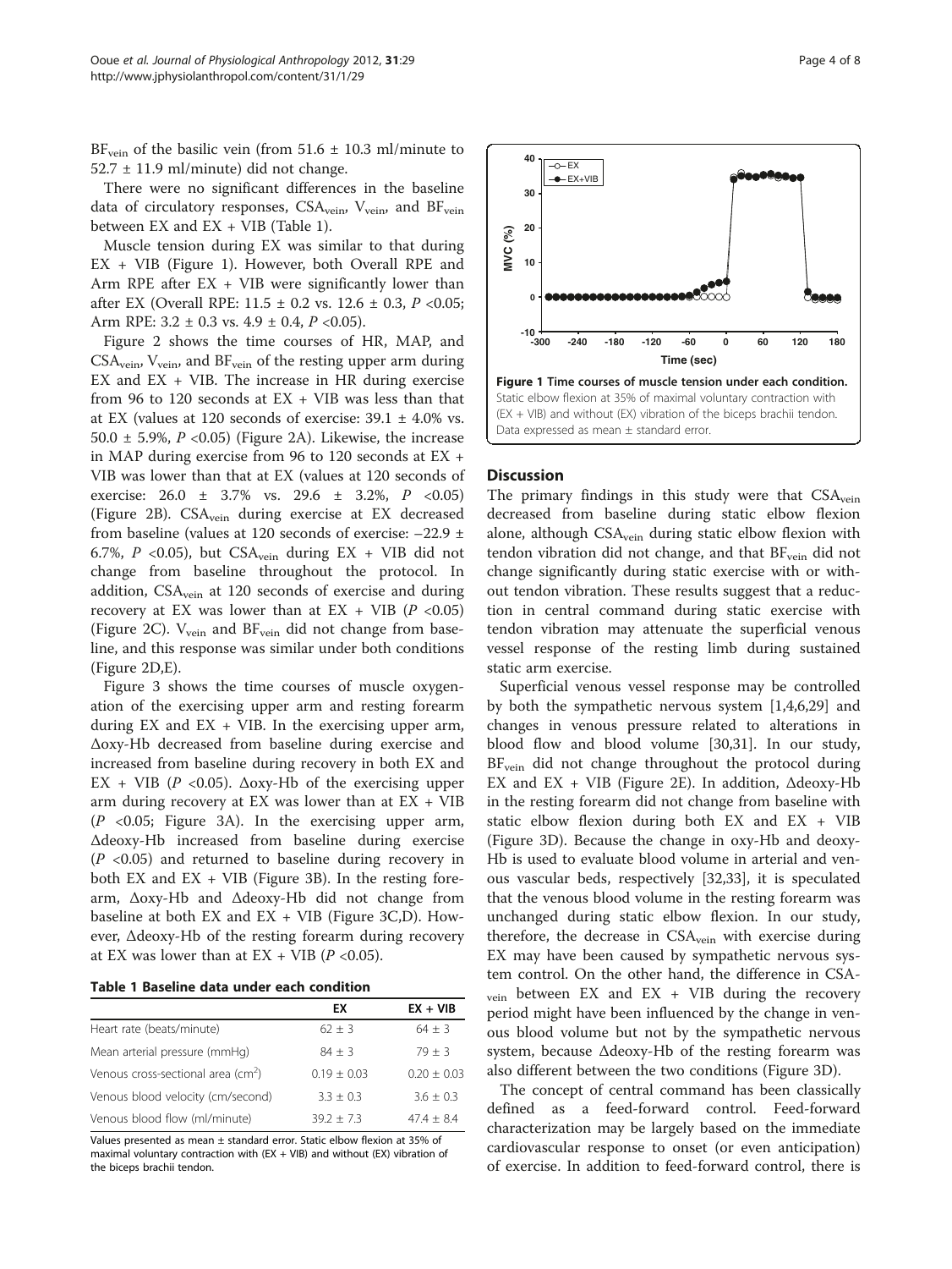$BF_{vein}$ of the basilic vein (from 51.6 ± 10.3 ml/minute to 52.7 ± 11.9 ml/minute) did not change.

There were no significant differences in the baseline data of circulatory responses, $CSA_{vein}$, $V_{vein}$, and $BF_{vein}$ between EX and EX + VIB (Table 1).

Muscle tension during EX was similar to that during EX + VIB (Figure 1). However, both Overall RPE and Arm RPE after EX + VIB were significantly lower than after EX (Overall RPE: 11.5 ± 0.2 vs. 12.6 ± 0.3, $P < 0.05$; Arm RPE: 3.2 ± 0.3 vs. 4.9 ± 0.4, $P < 0.05$).

Figure 2 shows the time courses of HR, MAP, and $CSA_{vein}$, $V_{vein}$, and $BF_{vein}$ of the resting upper arm during EX and EX + VIB. The increase in HR during exercise from 96 to 120 seconds at EX + VIB was less than that at EX (values at 120 seconds of exercise: 39.1 ± 4.0% vs. 50.0 ± 5.9%, $P < 0.05$) (Figure 2A). Likewise, the increase in MAP during exercise from 96 to 120 seconds at EX + VIB was lower than that at EX (values at 120 seconds of exercise: 26.0 ± 3.7% vs. 29.6 ± 3.2%, $P < 0.05$) (Figure 2B). $CSA_{vein}$ during exercise at EX decreased from baseline (values at 120 seconds of exercise: −22.9 ± 6.7%, $P < 0.05$), but $CSA_{vein}$ during EX + VIB did not change from baseline throughout the protocol. In addition, $CSA_{vein}$ at 120 seconds of exercise and during recovery at EX was lower than at EX + VIB ($P < 0.05$) (Figure 2C). $V_{vein}$ and $BF_{vein}$ did not change from baseline, and this response was similar under both conditions (Figure 2D,E).

Figure 3 shows the time courses of muscle oxygenation of the exercising upper arm and resting forearm during EX and EX + VIB. In the exercising upper arm, Δoxy-Hb decreased from baseline during exercise and increased from baseline during recovery in both EX and EX + VIB ($P < 0.05$). Δoxy-Hb of the exercising upper arm during recovery at EX was lower than at EX + VIB ($P < 0.05$; Figure 3A). In the exercising upper arm, Δdeoxy-Hb increased from baseline during exercise ($P < 0.05$) and returned to baseline during recovery in both EX and EX + VIB (Figure 3B). In the resting forearm, Δoxy-Hb and Δdeoxy-Hb did not change from baseline at both EX and EX + VIB (Figure 3C,D). However, Δdeoxy-Hb of the resting forearm during recovery at EX was lower than at EX + VIB ($P < 0.05$).

**Table 1 Baseline data under each condition**

| | EX | EX + VIB |
|---|---|---|
| Heart rate (beats/minute) | 62 ± 3 | 64 ± 3 |
| Mean arterial pressure (mmHg) | 84 ± 3 | 79 ± 3 |
| Venous cross-sectional area ($cm^2$) | 0.19 ± 0.03 | 0.20 ± 0.03 |
| Venous blood velocity (cm/second) | 3.3 ± 0.3 | 3.6 ± 0.3 |
| Venous blood flow (ml/minute) | 39.2 ± 7.3 | 47.4 ± 8.4 |

Values presented as mean ± standard error. Static elbow flexion at 35% of maximal voluntary contraction with (EX + VIB) and without (EX) vibration of the biceps brachii tendon.

**Figure 1 Time courses of muscle tension under each condition.** Static elbow flexion at 35% of maximal voluntary contraction with (EX + VIB) and without (EX) vibration of the biceps brachii tendon. Data expressed as mean ± standard error.

## Discussion

The primary findings in this study were that $CSA_{vein}$ decreased from baseline during static elbow flexion alone, although $CSA_{vein}$ during static elbow flexion with tendon vibration did not change, and that $BF_{vein}$ did not change significantly during static exercise with or without tendon vibration. These results suggest that a reduction in central command during static exercise with tendon vibration may attenuate the superficial venous vessel response of the resting limb during sustained static arm exercise.

Superficial venous vessel response may be controlled by both the sympathetic nervous system [1,4,6,29] and changes in venous pressure related to alterations in blood flow and blood volume [30,31]. In our study, $BF_{vein}$ did not change throughout the protocol during EX and EX + VIB (Figure 2E). In addition, Δdeoxy-Hb in the resting forearm did not change from baseline with static elbow flexion during both EX and EX + VIB (Figure 3D). Because the change in oxy-Hb and deoxy-Hb is used to evaluate blood volume in arterial and venous vascular beds, respectively [32,33], it is speculated that the venous blood volume in the resting forearm was unchanged during static elbow flexion. In our study, therefore, the decrease in $CSA_{vein}$ with exercise during EX may have been caused by sympathetic nervous system control. On the other hand, the difference in $CSA_{vein}$ between EX and EX + VIB during the recovery period might have been influenced by the change in venous blood volume but not by the sympathetic nervous system, because Δdeoxy-Hb of the resting forearm was also different between the two conditions (Figure 3D).

The concept of central command has been classically defined as a feed-forward control. Feed-forward characterization may be largely based on the immediate cardiovascular response to onset (or even anticipation) of exercise. In addition to feed-forward control, there is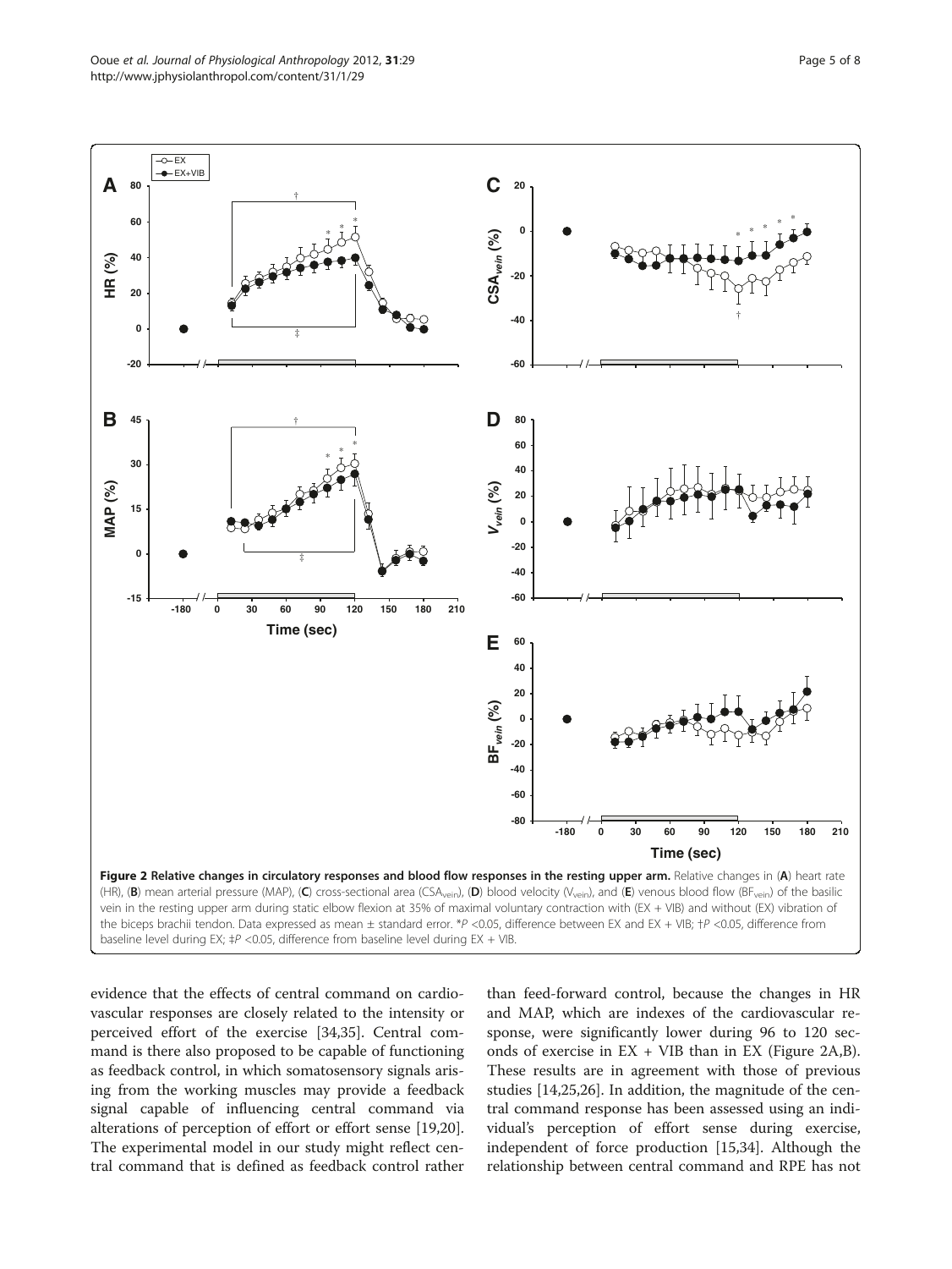**Figure 2 Relative changes in circulatory responses and blood flow responses in the resting upper arm.** Relative changes in (**A**) heart rate (HR), (**B**) mean arterial pressure (MAP), (**C**) cross-sectional area ($CSA_{vein}$), (**D**) blood velocity ($V_{vein}$), and (**E**) venous blood flow ($BF_{vein}$) of the basilic vein in the resting upper arm during static elbow flexion at 35% of maximal voluntary contraction with (EX + VIB) and without (EX) vibration of the biceps brachii tendon. Data expressed as mean ± standard error. *$P$ <0.05, difference between EX and EX + VIB; †$P$ <0.05, difference from baseline level during EX; ‡$P$ <0.05, difference from baseline level during EX + VIB.

evidence that the effects of central command on cardiovascular responses are closely related to the intensity or perceived effort of the exercise [34,35]. Central command is there also proposed to be capable of functioning as feedback control, in which somatosensory signals arising from the working muscles may provide a feedback signal capable of influencing central command via alterations of perception of effort or effort sense [19,20]. The experimental model in our study might reflect central command that is defined as feedback control rather than feed-forward control, because the changes in HR and MAP, which are indexes of the cardiovascular response, were significantly lower during 96 to 120 seconds of exercise in EX + VIB than in EX (Figure 2A,B). These results are in agreement with those of previous studies [14,25,26]. In addition, the magnitude of the central command response has been assessed using an individual's perception of effort sense during exercise, independent of force production [15,34]. Although the relationship between central command and RPE has not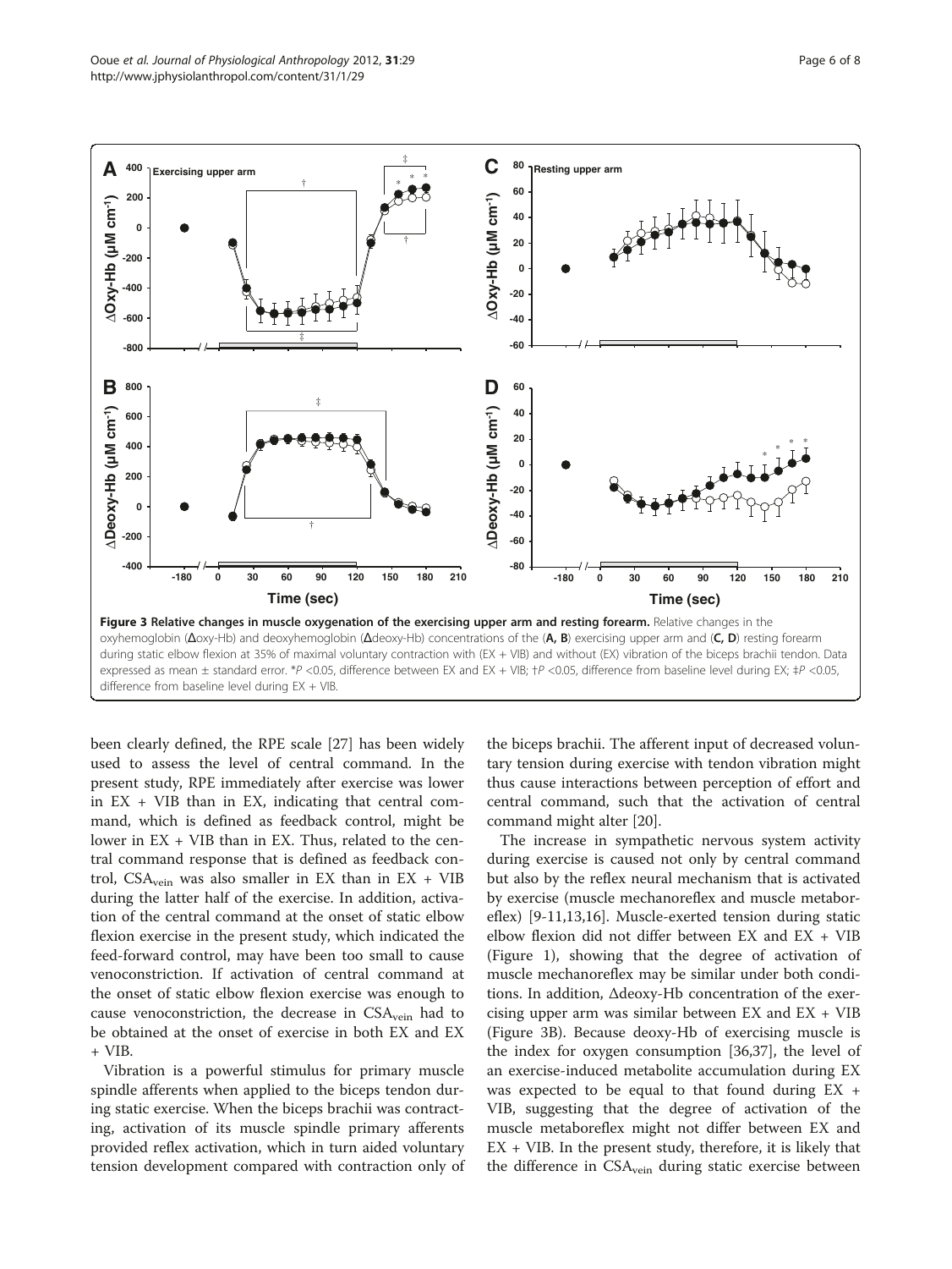**Figure 3 Relative changes in muscle oxygenation of the exercising upper arm and resting forearm.** Relative changes in the oxyhemoglobin (Δoxy-Hb) and deoxyhemoglobin (Δdeoxy-Hb) concentrations of the (**A, B**) exercising upper arm and (**C, D**) resting forearm during static elbow flexion at 35% of maximal voluntary contraction with (EX + VIB) and without (EX) vibration of the biceps brachii tendon. Data expressed as mean ± standard error. *$P$ <0.05, difference between EX and EX + VIB; †$P$ <0.05, difference from baseline level during EX; ‡$P$ <0.05, difference from baseline level during EX + VIB.

been clearly defined, the RPE scale [27] has been widely used to assess the level of central command. In the present study, RPE immediately after exercise was lower in EX + VIB than in EX, indicating that central command, which is defined as feedback control, might be lower in EX + VIB than in EX. Thus, related to the central command response that is defined as feedback control, $CSA_{vein}$ was also smaller in EX than in EX + VIB during the latter half of the exercise. In addition, activation of the central command at the onset of static elbow flexion exercise in the present study, which indicated the feed-forward control, may have been too small to cause venoconstriction. If activation of central command at the onset of static elbow flexion exercise was enough to cause venoconstriction, the decrease in $CSA_{vein}$ had to be obtained at the onset of exercise in both EX and EX + VIB.

Vibration is a powerful stimulus for primary muscle spindle afferents when applied to the biceps tendon during static exercise. When the biceps brachii was contracting, activation of its muscle spindle primary afferents provided reflex activation, which in turn aided voluntary tension development compared with contraction only of the biceps brachii. The afferent input of decreased voluntary tension during exercise with tendon vibration might thus cause interactions between perception of effort and central command, such that the activation of central command might alter [20].

The increase in sympathetic nervous system activity during exercise is caused not only by central command but also by the reflex neural mechanism that is activated by exercise (muscle mechanoreflex and muscle metaboreflex) [9-11,13,16]. Muscle-exerted tension during static elbow flexion did not differ between EX and EX + VIB (Figure 1), showing that the degree of activation of muscle mechanoreflex may be similar under both conditions. In addition, Δdeoxy-Hb concentration of the exercising upper arm was similar between EX and EX + VIB (Figure 3B). Because deoxy-Hb of exercising muscle is the index for oxygen consumption [36,37], the level of an exercise-induced metabolite accumulation during EX was expected to be equal to that found during EX + VIB, suggesting that the degree of activation of the muscle metaboreflex might not differ between EX and EX + VIB. In the present study, therefore, it is likely that the difference in $CSA_{vein}$ during static exercise between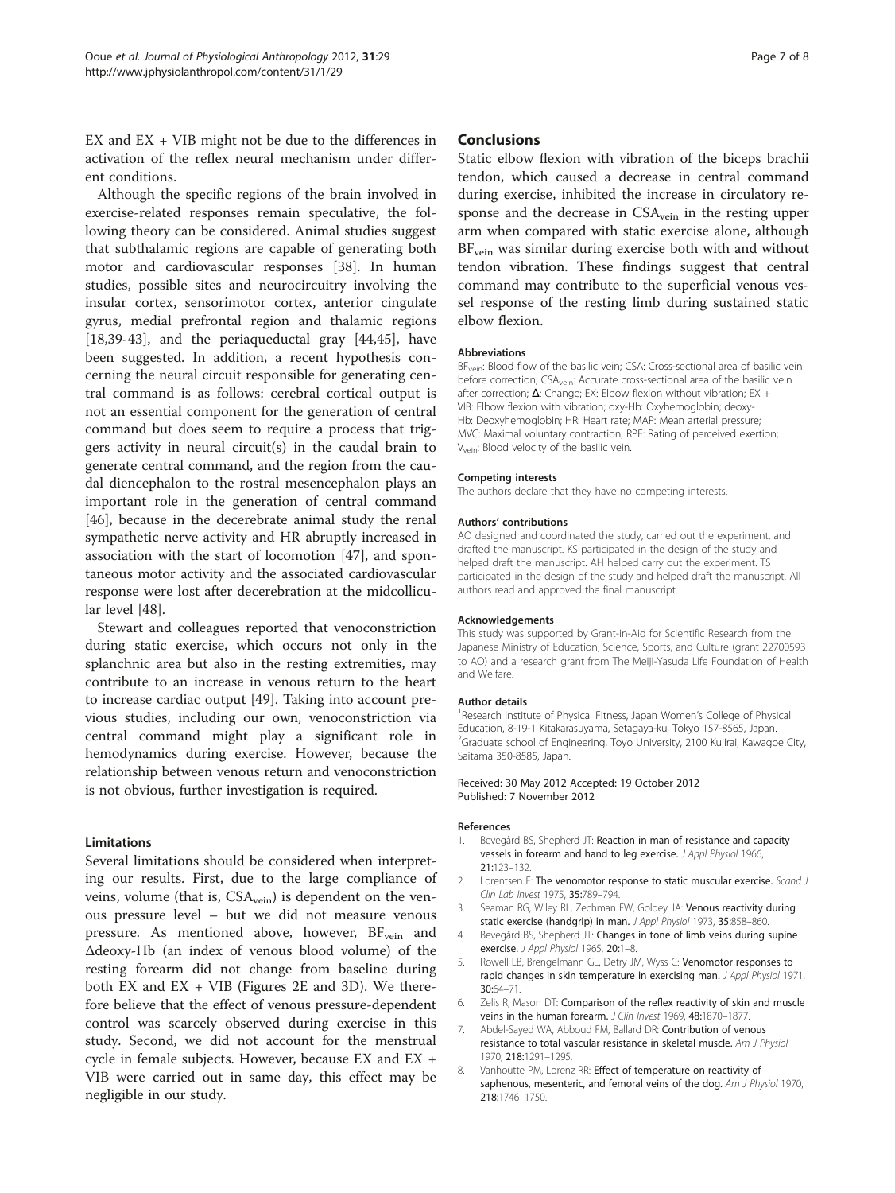EX and EX + VIB might not be due to the differences in activation of the reflex neural mechanism under different conditions.

Although the specific regions of the brain involved in exercise-related responses remain speculative, the following theory can be considered. Animal studies suggest that subthalamic regions are capable of generating both motor and cardiovascular responses [38]. In human studies, possible sites and neurocircuitry involving the insular cortex, sensorimotor cortex, anterior cingulate gyrus, medial prefrontal region and thalamic regions [18,39-43], and the periaqueductal gray [44,45], have been suggested. In addition, a recent hypothesis concerning the neural circuit responsible for generating central command is as follows: cerebral cortical output is not an essential component for the generation of central command but does seem to require a process that triggers activity in neural circuit(s) in the caudal brain to generate central command, and the region from the caudal diencephalon to the rostral mesencephalon plays an important role in the generation of central command [46], because in the decerebrate animal study the renal sympathetic nerve activity and HR abruptly increased in association with the start of locomotion [47], and spontaneous motor activity and the associated cardiovascular response were lost after decerebration at the midcollicular level [48].

Stewart and colleagues reported that venoconstriction during static exercise, which occurs not only in the splanchnic area but also in the resting extremities, may contribute to an increase in venous return to the heart to increase cardiac output [49]. Taking into account previous studies, including our own, venoconstriction via central command might play a significant role in hemodynamics during exercise. However, because the relationship between venous return and venoconstriction is not obvious, further investigation is required.

### Limitations

Several limitations should be considered when interpreting our results. First, due to the large compliance of veins, volume (that is, $CSA_{vein}$) is dependent on the venous pressure level – but we did not measure venous pressure. As mentioned above, however, $BF_{vein}$ and Δdeoxy-Hb (an index of venous blood volume) of the resting forearm did not change from baseline during both EX and EX + VIB (Figures 2E and 3D). We therefore believe that the effect of venous pressure-dependent control was scarcely observed during exercise in this study. Second, we did not account for the menstrual cycle in female subjects. However, because EX and EX + VIB were carried out in same day, this effect may be negligible in our study.

## Conclusions

Static elbow flexion with vibration of the biceps brachii tendon, which caused a decrease in central command during exercise, inhibited the increase in circulatory response and the decrease in $CSA_{vein}$ in the resting upper arm when compared with static exercise alone, although $BF_{vein}$ was similar during exercise both with and without tendon vibration. These findings suggest that central command may contribute to the superficial venous vessel response of the resting limb during sustained static elbow flexion.

#### Abbreviations

$BF_{vein}$: Blood flow of the basilic vein; CSA: Cross-sectional area of basilic vein before correction; $CSA_{vein}$: Accurate cross-sectional area of the basilic vein after correction; Δ: Change; EX: Elbow flexion without vibration; EX + VIB: Elbow flexion with vibration; oxy-Hb: Oxyhemoglobin; deoxy-Hb: Deoxyhemoglobin; HR: Heart rate; MAP: Mean arterial pressure; MVC: Maximal voluntary contraction; RPE: Rating of perceived exertion; $V_{vein}$: Blood velocity of the basilic vein.

#### Competing interests

The authors declare that they have no competing interests.

#### Authors' contributions

AO designed and coordinated the study, carried out the experiment, and drafted the manuscript. KS participated in the design of the study and helped draft the manuscript. AH helped carry out the experiment. TS participated in the design of the study and helped draft the manuscript. All authors read and approved the final manuscript.

#### Acknowledgements

This study was supported by Grant-in-Aid for Scientific Research from the Japanese Ministry of Education, Science, Sports, and Culture (grant 22700593 to AO) and a research grant from The Meiji-Yasuda Life Foundation of Health and Welfare.

#### Author details

[1]Research Institute of Physical Fitness, Japan Women's College of Physical Education, 8-19-1 Kitakarasuyama, Setagaya-ku, Tokyo 157-8565, Japan. [2]Graduate school of Engineering, Toyo University, 2100 Kujirai, Kawagoe City, Saitama 350-8585, Japan.

Received: 30 May 2012 Accepted: 19 October 2012
Published: 7 November 2012

#### References

1. Bevegård BS, Shepherd JT: **Reaction in man of resistance and capacity vessels in forearm and hand to leg exercise.** *J Appl Physiol* 1966, **21:**123–132.
2. Lorentsen E: **The venomotor response to static muscular exercise.** *Scand J Clin Lab Invest* 1975, **35:**789–794.
3. Seaman RG, Wiley RL, Zechman FW, Goldey JA: **Venous reactivity during static exercise (handgrip) in man.** *J Appl Physiol* 1973, **35:**858–860.
4. Bevegård BS, Shepherd JT: **Changes in tone of limb veins during supine exercise.** *J Appl Physiol* 1965, **20:**1–8.
5. Rowell LB, Brengelmann GL, Detry JM, Wyss C: **Venomotor responses to rapid changes in skin temperature in exercising man.** *J Appl Physiol* 1971, **30:**64–71.
6. Zelis R, Mason DT: **Comparison of the reflex reactivity of skin and muscle veins in the human forearm.** *J Clin Invest* 1969, **48:**1870–1877.
7. Abdel-Sayed WA, Abboud FM, Ballard DR: **Contribution of venous resistance to total vascular resistance in skeletal muscle.** *Am J Physiol* 1970, **218:**1291–1295.
8. Vanhoutte PM, Lorenz RR: **Effect of temperature on reactivity of saphenous, mesenteric, and femoral veins of the dog.** *Am J Physiol* 1970, **218:**1746–1750.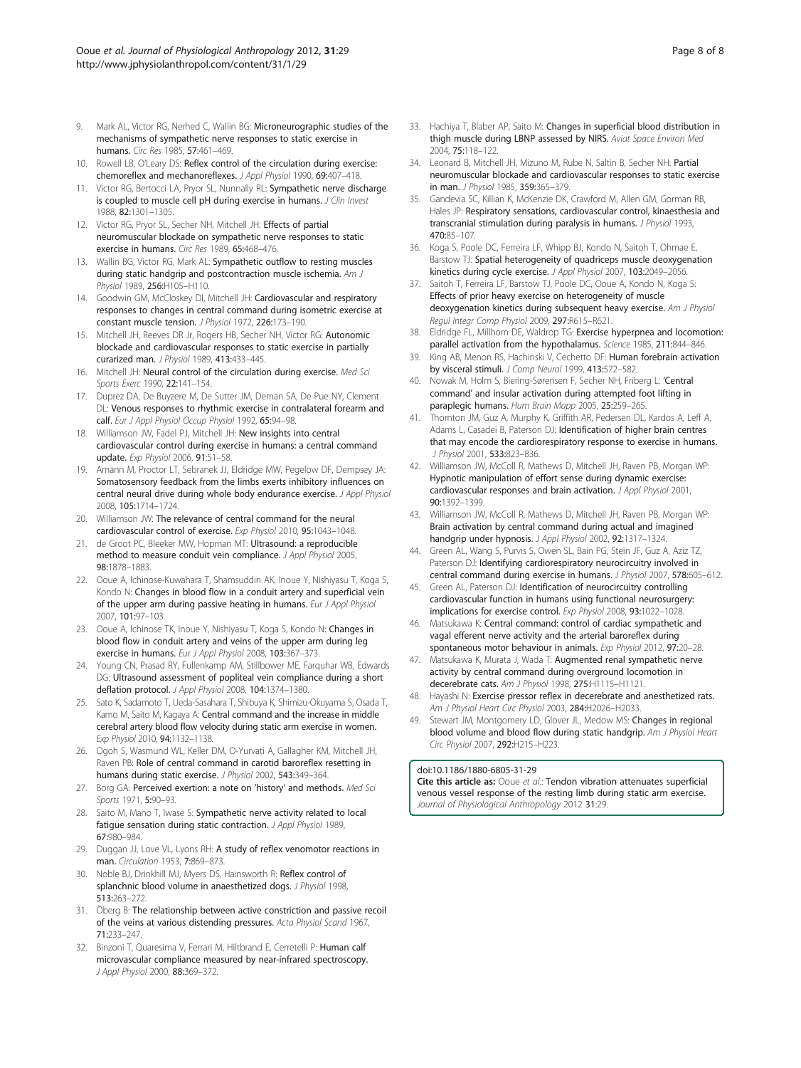9. Mark AL, Victor RG, Nerhed C, Wallin BG: **Microneurographic studies of the mechanisms of sympathetic nerve responses to static exercise in humans.** *Circ Res* 1985, **57**:461–469.
10. Rowell LB, O'Leary DS: **Reflex control of the circulation during exercise: chemoreflex and mechanoreflexes.** *J Appl Physiol* 1990, **69**:407–418.
11. Victor RG, Bertocci LA, Pryor SL, Nunnally RL: **Sympathetic nerve discharge is coupled to muscle cell pH during exercise in humans.** *J Clin Invest* 1988, **82**:1301–1305.
12. Victor RG, Pryor SL, Secher NH, Mitchell JH: **Effects of partial neuromuscular blockade on sympathetic nerve responses to static exercise in humans.** *Circ Res* 1989, **65**:468–476.
13. Wallin BG, Victor RG, Mark AL: **Sympathetic outflow to resting muscles during static handgrip and postcontraction muscle ischemia.** *Am J Physiol* 1989, **256**:H105–H110.
14. Goodwin GM, McCloskey DI, Mitchell JH: **Cardiovascular and respiratory responses to changes in central command during isometric exercise at constant muscle tension.** *J Physiol* 1972, **226**:173–190.
15. Mitchell JH, Reeves DR Jr, Rogers HB, Secher NH, Victor RG: **Autonomic blockade and cardiovascular responses to static exercise in partially curarized man.** *J Physiol* 1989, **413**:433–445.
16. Mitchell JH: **Neural control of the circulation during exercise.** *Med Sci Sports Exerc* 1990, **22**:141–154.
17. Duprez DA, De Buyzere M, De Sutter JM, Deman SA, De Pue NY, Clement DL: **Venous responses to rhythmic exercise in contralateral forearm and calf.** *Eur J Appl Physiol Occup Physiol* 1992, **65**:94–98.
18. Williamson JW, Fadel PJ, Mitchell JH: **New insights into central cardiovascular control during exercise in humans: a central command update.** *Exp Physiol* 2006, **91**:51–58.
19. Amann M, Proctor LT, Sebranek JJ, Eldridge MW, Pegelow DF, Dempsey JA: **Somatosensory feedback from the limbs exerts inhibitory influences on central neural drive during whole body endurance exercise.** *J Appl Physiol* 2008, **105**:1714–1724.
20. Williamson JW: **The relevance of central command for the neural cardiovascular control of exercise.** *Exp Physiol* 2010, **95**:1043–1048.
21. de Groot PC, Bleeker MW, Hopman MT: **Ultrasound: a reproducible method to measure conduit vein compliance.** *J Appl Physiol* 2005, **98**:1878–1883.
22. Ooue A, Ichinose-Kuwahara T, Shamsuddin AK, Inoue Y, Nishiyasu T, Koga S, Kondo N: **Changes in blood flow in a conduit artery and superficial vein of the upper arm during passive heating in humans.** *Eur J Appl Physiol* 2007, **101**:97–103.
23. Ooue A, Ichinose TK, Inoue Y, Nishiyasu T, Koga S, Kondo N: **Changes in blood flow in conduit artery and veins of the upper arm during leg exercise in humans.** *Eur J Appl Physiol* 2008, **103**:367–373.
24. Young CN, Prasad RY, Fullenkamp AM, Stillbower ME, Farquhar WB, Edwards DG: **Ultrasound assessment of popliteal vein compliance during a short deflation protocol.** *J Appl Physiol* 2008, **104**:1374–1380.
25. Sato K, Sadamoto T, Ueda-Sasahara T, Shibuya K, Shimizu-Okuyama S, Osada T, Kamo M, Saito M, Kagaya A: **Central command and the increase in middle cerebral artery blood flow velocity during static arm exercise in women.** *Exp Physiol* 2010, **94**:1132–1138.
26. Ogoh S, Wasmund WL, Keller DM, O-Yurvati A, Gallagher KM, Mitchell JH, Raven PB: **Role of central command in carotid baroreflex resetting in humans during static exercise.** *J Physiol* 2002, **543**:349–364.
27. Borg GA: **Perceived exertion: a note on 'history' and methods.** *Med Sci Sports* 1971, **5**:90–93.
28. Saito M, Mano T, Iwase S: **Sympathetic nerve activity related to local fatigue sensation during static contraction.** *J Appl Physiol* 1989, **67**:980–984.
29. Duggan JJ, Love VL, Lyons RH: **A study of reflex venomotor reactions in man.** *Circulation* 1953, **7**:869–873.
30. Noble BJ, Drinkhill MJ, Myers DS, Hainsworth R: **Reflex control of splanchnic blood volume in anaesthetized dogs.** *J Physiol* 1998, **513**:263–272.
31. Öberg B: **The relationship between active constriction and passive recoil of the veins at various distending pressures.** *Acta Physiol Scand* 1967, **71**:233–247.
32. Binzoni T, Quaresima V, Ferrari M, Hiltbrand E, Cerretelli P: **Human calf microvascular compliance measured by near-infrared spectroscopy.** *J Appl Physiol* 2000, **88**:369–372.
33. Hachiya T, Blaber AP, Saito M: **Changes in superficial blood distribution in thigh muscle during LBNP assessed by NIRS.** *Aviat Space Environ Med* 2004, **75**:118–122.
34. Leonard B, Mitchell JH, Mizuno M, Rube N, Saltin B, Secher NH: **Partial neuromuscular blockade and cardiovascular responses to static exercise in man.** *J Physiol* 1985, **359**:365–379.
35. Gandevia SC, Killian K, McKenzie DK, Crawford M, Allen GM, Gorman RB, Hales JP: **Respiratory sensations, cardiovascular control, kinaesthesia and transcranial stimulation during paralysis in humans.** *J Physiol* 1993, **470**:85–107.
36. Koga S, Poole DC, Ferreira LF, Whipp BJ, Kondo N, Saitoh T, Ohmae E, Barstow TJ: **Spatial heterogeneity of quadriceps muscle deoxygenation kinetics during cycle exercise.** *J Appl Physiol* 2007, **103**:2049–2056.
37. Saitoh T, Ferreira LF, Barstow TJ, Poole DC, Ooue A, Kondo N, Koga S: **Effects of prior heavy exercise on heterogeneity of muscle deoxygenation kinetics during subsequent heavy exercise.** *Am J Physiol Regul Integr Comp Physiol* 2009, **297**:R615–R621.
38. Eldridge FL, Millhorn DE, Waldrop TG: **Exercise hyperpnea and locomotion: parallel activation from the hypothalamus.** *Science* 1985, **211**:844–846.
39. King AB, Menon RS, Hachinski V, Cechetto DF: **Human forebrain activation by visceral stimuli.** *J Comp Neurol* 1999, **413**:572–582.
40. Nowak M, Holm S, Biering-Sørensen F, Secher NH, Friberg L: **'Central command' and insular activation during attempted foot lifting in paraplegic humans.** *Hum Brain Mapp* 2005, **25**:259–265.
41. Thornton JM, Guz A, Murphy K, Griffith AR, Pedersen DL, Kardos A, Leff A, Adams L, Casadei B, Paterson DJ: **Identification of higher brain centres that may encode the cardiorespiratory response to exercise in humans.** *J Physiol* 2001, **533**:823–836.
42. Williamson JW, McColl R, Mathews D, Mitchell JH, Raven PB, Morgan WP: **Hypnotic manipulation of effort sense during dynamic exercise: cardiovascular responses and brain activation.** *J Appl Physiol* 2001, **90**:1392–1399.
43. Williamson JW, McColl R, Mathews D, Mitchell JH, Raven PB, Morgan WP: **Brain activation by central command during actual and imagined handgrip under hypnosis.** *J Appl Physiol* 2002, **92**:1317–1324.
44. Green AL, Wang S, Purvis S, Owen SL, Bain PG, Stein JF, Guz A, Aziz TZ, Paterson DJ: **Identifying cardiorespiratory neurocircuitry involved in central command during exercise in humans.** *J Physiol* 2007, **578**:605–612.
45. Green AL, Paterson DJ: **Identification of neurocircuitry controlling cardiovascular function in humans using functional neurosurgery: implications for exercise control.** *Exp Physiol* 2008, **93**:1022–1028.
46. Matsukawa K: **Central command: control of cardiac sympathetic and vagal efferent nerve activity and the arterial baroreflex during spontaneous motor behaviour in animals.** *Exp Physiol* 2012, **97**:20–28.
47. Matsukawa K, Murata J, Wada T: **Augmented renal sympathetic nerve activity by central command during overground locomotion in decerebrate cats.** *Am J Physiol* 1998, **275**:H1115–H1121.
48. Hayashi N: **Exercise pressor reflex in decerebrate and anesthetized rats.** *Am J Physiol Heart Circ Physiol* 2003, **284**:H2026–H2033.
49. Stewart JM, Montgomery LD, Glover JL, Medow MS: **Changes in regional blood volume and blood flow during static handgrip.** *Am J Physiol Heart Circ Physiol* 2007, **292**:H215–H223.

doi:10.1186/1880-6805-31-29

**Cite this article as:** Ooue *et al.*: Tendon vibration attenuates superficial venous vessel response of the resting limb during static arm exercise. *Journal of Physiological Anthropology* 2012 **31**:29.